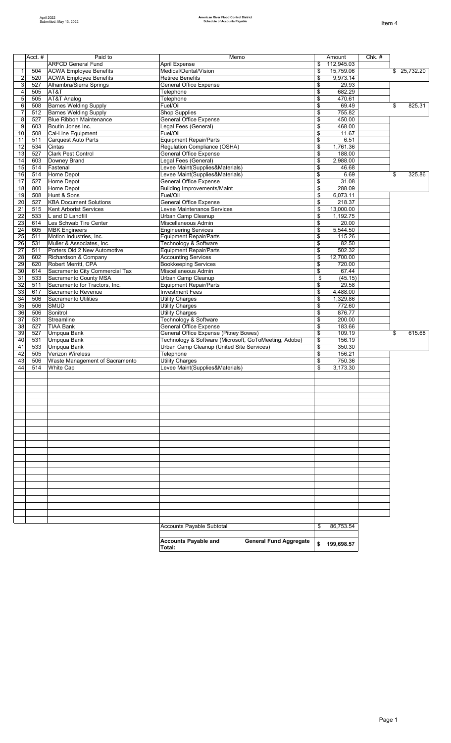April 2022
Submitted: May 13, 2022

**American River Flood Control District**
**Schedule of Accounts Payable**

Item 4

| | Acct. # | Paid to | Memo | Amount | Chk. # | |
|---|---|---|---|---|---|---|
| | | ARFCD General Fund | April Expense | $ 112,945.03 | | |
| 1 | 504 | ACWA Employee Benefits | Medical/Dental/Vision | $ 15,759.06 | | $ 25,732.20 |
| 2 | 520 | ACWA Employee Benefits | Retiree Benefits | $ 9,973.14 | | |
| 3 | 527 | Alhambra/Sierra Springs | General Office Expense | $ 29.93 | | |
| 4 | 505 | AT&T | Telephone | $ 682.29 | | |
| 5 | 505 | AT&T Analog | Telephone | $ 470.61 | | |
| 6 | 508 | Barnes Welding Supply | Fuel/Oil | $ 69.49 | | $ 825.31 |
| 7 | 512 | Barnes Welding Supply | Shop Supplies | $ 755.82 | | |
| 8 | 527 | Blue Ribbon Maintenance | General Office Expense | $ 450.00 | | |
| 9 | 603 | Boutin Jones Inc. | Legal Fees (General) | $ 468.00 | | |
| 10 | 508 | Cal-Line Equipment | Fuel/Oil | $ 11.67 | | |
| 11 | 511 | Carquest Auto Parts | Equipment Repair/Parts | $ 6.51 | | |
| 12 | 534 | Cintas | Regulation Compliance (OSHA) | $ 1,761.36 | | |
| 13 | 527 | Clark Pest Control | General Office Expense | $ 188.00 | | |
| 14 | 603 | Downey Brand | Legal Fees (General) | $ 2,988.00 | | |
| 15 | 514 | Fastenal | Levee Maint(Supplies&Materials) | $ 46.68 | | |
| 16 | 514 | Home Depot | Levee Maint(Supplies&Materials) | $ 6.69 | | $ 325.86 |
| 17 | 527 | Home Depot | General Office Expense | $ 31.08 | | |
| 18 | 800 | Home Depot | Building Improvements/Maint | $ 288.09 | | |
| 19 | 508 | Hunt & Sons | Fuel/Oil | $ 6,073.11 | | |
| 20 | 527 | KBA Document Solutions | General Office Expense | $ 218.37 | | |
| 21 | 515 | Kent Arborist Services | Levee Maintenance Services | $ 13,000.00 | | |
| 22 | 533 | L and D Landfill | Urban Camp Cleanup | $ 1,192.75 | | |
| 23 | 614 | Les Schwab Tire Center | Miscellaneous Admin | $ 20.00 | | |
| 24 | 605 | MBK Engineers | Engineering Services | $ 5,544.50 | | |
| 25 | 511 | Motion Industries, Inc. | Equipment Repair/Parts | $ 115.26 | | |
| 26 | 531 | Muller & Associates, Inc. | Technology & Software | $ 82.50 | | |
| 27 | 511 | Porters Old 2 New Automotive | Equipment Repair/Parts | $ 502.32 | | |
| 28 | 602 | Richardson & Company | Accounting Services | $ 12,700.00 | | |
| 29 | 620 | Robert Merritt, CPA | Bookkeeping Services | $ 720.00 | | |
| 30 | 614 | Sacramento City Commercial Tax | Miscellaneous Admin | $ 67.44 | | |
| 31 | 533 | Sacramento County MSA | Urban Camp Cleanup | $ (45.15) | | |
| 32 | 511 | Sacramento for Tractors, Inc. | Equipment Repair/Parts | $ 29.58 | | |
| 33 | 617 | Sacramento Revenue | Investment Fees | $ 4,488.00 | | |
| 34 | 506 | Sacramento Utilities | Utility Charges | $ 1,329.86 | | |
| 35 | 506 | SMUD | Utility Charges | $ 772.60 | | |
| 36 | 506 | Sonitrol | Utility Charges | $ 876.77 | | |
| 37 | 531 | Streamline | Technology & Software | $ 200.00 | | |
| 38 | 527 | TIAA Bank | General Office Expense | $ 183.66 | | |
| 39 | 527 | Umpqua Bank | General Office Expense (Pitney Bowes) | $ 109.19 | | $ 615.68 |
| 40 | 531 | Umpqua Bank | Technology & Software (Microsoft, GoToMeeting, Adobe) | $ 156.19 | | |
| 41 | 533 | Umpqua Bank | Urban Camp Cleanup (United Site Services) | $ 350.30 | | |
| 42 | 505 | Verizon Wireless | Telephone | $ 156.21 | | |
| 43 | 506 | Waste Management of Sacramento | Utility Charges | $ 750.36 | | |
| 44 | 514 | White Cap | Levee Maint(Supplies&Materials) | $ 3,173.30 | | |
| | | | Accounts Payable Subtotal | $ 86,753.54 | | |
| | | | **Accounts Payable and General Fund Aggregate Total:** | **$ 199,698.57** | | |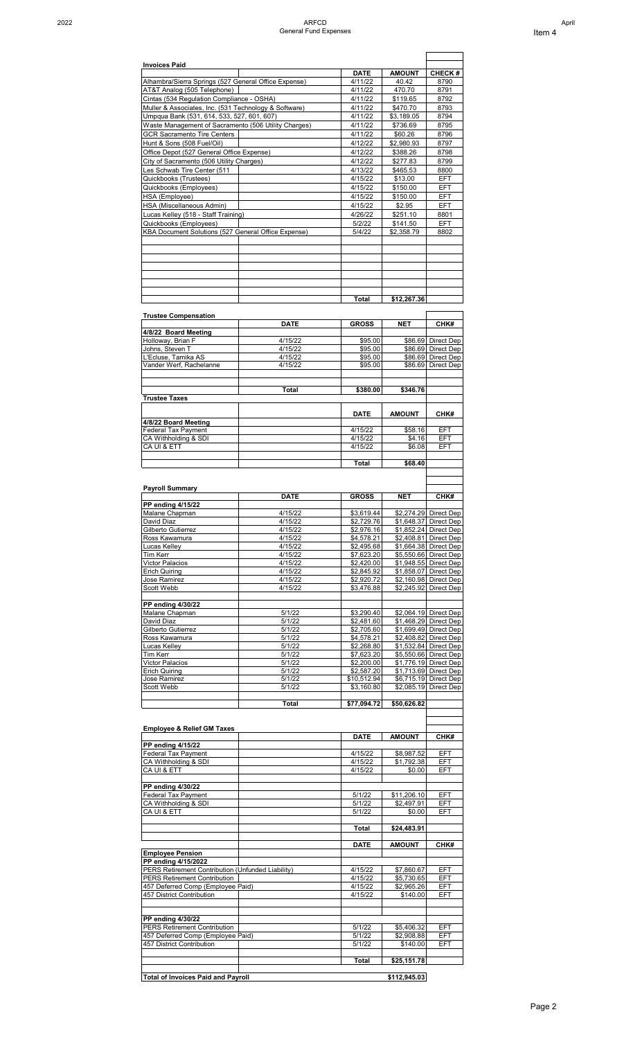# ARFCD
## General Fund Expenses

2022 | April | Item 4

**Invoices Paid**

| | | DATE | AMOUNT | CHECK # |
|---|---|---|---|---|
| Alhambra/Sierra Springs (527 General Office Expense) | | 4/11/22 | 40.42 | 8790 |
| AT&T Analog (505 Telephone) | | 4/11/22 | 470.70 | 8791 |
| Cintas (534 Regulation Compliance - OSHA) | | 4/11/22 | $119.65 | 8792 |
| Muller & Associates, Inc. (531 Technology & Software) | | 4/11/22 | $470.70 | 8793 |
| Umpqua Bank (531, 614, 533, 527, 601, 607) | | 4/11/22 | $3,189.05 | 8794 |
| Waste Management of Sacramento (506 Utility Charges) | | 4/11/22 | $736.69 | 8795 |
| GCR Sacramento Tire Centers | | 4/11/22 | $60.26 | 8796 |
| Hunt & Sons (508 Fuel/Oil) | | 4/12/22 | $2,980.93 | 8797 |
| Office Depot (527 General Office Expense) | | 4/12/22 | $388.26 | 8798 |
| City of Sacramento (506 Utility Charges) | | 4/12/22 | $277.83 | 8799 |
| Les Schwab Tire Center (511 | | 4/13/22 | $465.53 | 8800 |
| Quickbooks (Trustees) | | 4/15/22 | $13.00 | EFT |
| Quickbooks (Employees) | | 4/15/22 | $150.00 | EFT |
| HSA (Employee) | | 4/15/22 | $150.00 | EFT |
| HSA (Miscellaneous Admin) | | 4/15/22 | $2.95 | EFT |
| Lucas Kelley (518 - Staff Training) | | 4/26/22 | $251.10 | 8801 |
| Quickbooks (Employees) | | 5/2/22 | $141.50 | EFT |
| KBA Document Solutions (527 General Office Expense) | | 5/4/22 | $2,358.79 | 8802 |
| | | **Total** | **$12,267.36** | |

**Trustee Compensation**

| | DATE | GROSS | NET | CHK# |
|---|---|---|---|---|
| **4/8/22 Board Meeting** | | | | |
| Holloway, Brian F | 4/15/22 | $95.00 | $86.69 | Direct Dep |
| Johns, Steven T | 4/15/22 | $95.00 | $86.69 | Direct Dep |
| L'Ecluse, Tamika AS | 4/15/22 | $95.00 | $86.69 | Direct Dep |
| Vander Werf, Rachelanne | 4/15/22 | $95.00 | $86.69 | Direct Dep |
| | **Total** | **$380.00** | **$346.76** | |

**Trustee Taxes**

| | | DATE | AMOUNT | CHK# |
|---|---|---|---|---|
| **4/8/22 Board Meeting** | | | | |
| Federal Tax Payment | | 4/15/22 | $58.16 | EFT |
| CA Withholding & SDI | | 4/15/22 | $4.16 | EFT |
| CA UI & ETT | | 4/15/22 | $6.08 | EFT |
| | | **Total** | **$68.40** | |

**Payroll Summary**

| | DATE | GROSS | NET | CHK# |
|---|---|---|---|---|
| **PP ending 4/15/22** | | | | |
| Malane Chapman | 4/15/22 | $3,619.44 | $2,274.29 | Direct Dep |
| David Diaz | 4/15/22 | $2,729.76 | $1,648.37 | Direct Dep |
| Gilberto Gutierrez | 4/15/22 | $2,976.16 | $1,852.24 | Direct Dep |
| Ross Kawamura | 4/15/22 | $4,578.21 | $2,408.81 | Direct Dep |
| Lucas Kelley | 4/15/22 | $2,495.68 | $1,664.38 | Direct Dep |
| Tim Kerr | 4/15/22 | $7,623.20 | $5,550.66 | Direct Dep |
| Victor Palacios | 4/15/22 | $2,420.00 | $1,948.55 | Direct Dep |
| Erich Quiring | 4/15/22 | $2,845.92 | $1,858.07 | Direct Dep |
| Jose Ramirez | 4/15/22 | $2,920.72 | $2,160.98 | Direct Dep |
| Scott Webb | 4/15/22 | $3,476.88 | $2,245.92 | Direct Dep |
| **PP ending 4/30/22** | | | | |
| Malane Chapman | 5/1/22 | $3,290.40 | $2,064.19 | Direct Dep |
| David Diaz | 5/1/22 | $2,481.60 | $1,488.29 | Direct Dep |
| Gilberto Gutierrez | 5/1/22 | $2,705.60 | $1,699.49 | Direct Dep |
| Ross Kawamura | 5/1/22 | $4,578.21 | $2,408.82 | Direct Dep |
| Lucas Kelley | 5/1/22 | $2,268.80 | $1,532.84 | Direct Dep |
| Tim Kerr | 5/1/22 | $7,623.20 | $5,550.66 | Direct Dep |
| Victor Palacios | 5/1/22 | $2,200.00 | $1,776.19 | Direct Dep |
| Erich Quiring | 5/1/22 | $2,587.20 | $1,713.69 | Direct Dep |
| Jose Ramirez | 5/1/22 | $10,512.94 | $6,715.19 | Direct Dep |
| Scott Webb | 5/1/22 | $3,160.80 | $2,085.19 | Direct Dep |
| | **Total** | **$77,094.72** | **$50,626.82** | |

**Employee & Relief GM Taxes**

| | | DATE | AMOUNT | CHK# |
|---|---|---|---|---|
| **PP ending 4/15/22** | | | | |
| Federal Tax Payment | | 4/15/22 | $8,987.52 | EFT |
| CA Withholding & SDI | | 4/15/22 | $1,792.38 | EFT |
| CA UI & ETT | | 4/15/22 | $0.00 | EFT |
| **PP ending 4/30/22** | | | | |
| Federal Tax Payment | | 5/1/22 | $11,206.10 | EFT |
| CA Withholding & SDI | | 5/1/22 | $2,497.91 | EFT |
| CA UI & ETT | | 5/1/22 | $0.00 | EFT |
| | | **Total** | **$24,483.91** | |

| | | DATE | AMOUNT | CHK# |
|---|---|---|---|---|
| **Employee Pension** | | | | |
| **PP ending 4/15/2022** | | | | |
| PERS Retirement Contribution (Unfunded Liability) | | 4/15/22 | $7,860.67 | EFT |
| PERS Retirement Contribution | | 4/15/22 | $5,730.65 | EFT |
| 457 Deferred Comp (Employee Paid) | | 4/15/22 | $2,965.26 | EFT |
| 457 District Contribution | | 4/15/22 | $140.00 | EFT |
| **PP ending 4/30/22** | | | | |
| PERS Retirement Contribution | | 5/1/22 | $5,406.32 | EFT |
| 457 Deferred Comp (Employee Paid) | | 5/1/22 | $2,908.88 | EFT |
| 457 District Contribution | | 5/1/22 | $140.00 | EFT |
| | | **Total** | **$25,151.78** | |

**Total of Invoices Paid and Payroll** **$112,945.03**